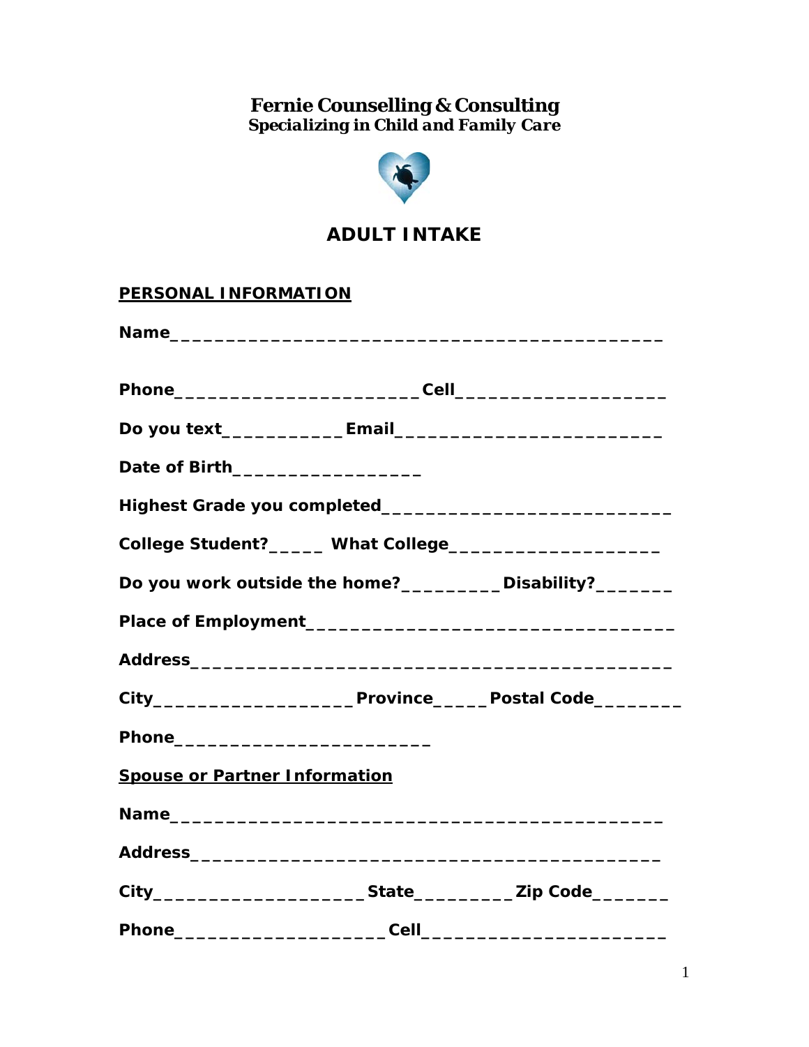# Fernie Counselling & Consulting

***Specializing in Child and Family Care***

## ADULT INTAKE

**PERSONAL INFORMATION**

**Name**_____________________________________________

**Phone**______________________**Cell**___________________

**Do you text**___________**Email**________________________

**Date of Birth**_________________

**Highest Grade you completed**__________________________

**College Student?**_____ **What College**___________________

**Do you work outside the home?**_________**Disability?**_______

**Place of Employment**_________________________________

**Address**_____________________________________________

**City**__________________**Province**_____**Postal Code**________

**Phone**_______________________

**Spouse or Partner Information**

**Name**_____________________________________________

**Address**____________________________________________

**City**___________________**State**_________**Zip Code**_______

**Phone**___________________**Cell**______________________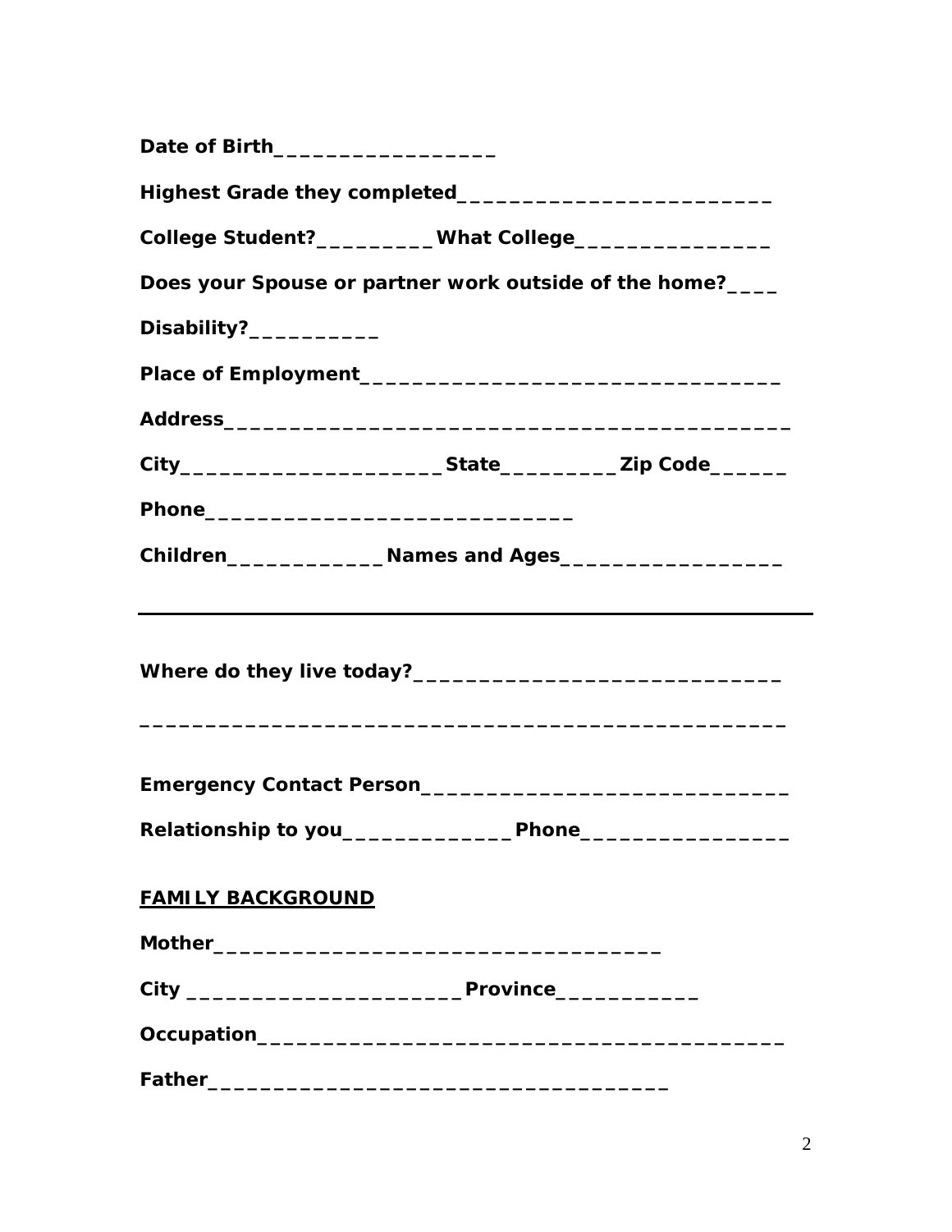**Date of Birth__________________**

**Highest Grade they completed__________________________**

**College Student?__________What College________________**

**Does your Spouse or partner work outside of the home?____**

**Disability?___________**

**Place of Employment__________________________________**

**Address_______________________________________________**

**City_____________________State__________Zip Code______**

**Phone______________________________**

**Children_____________Names and Ages__________________**

---

**Where do they live today?______________________________**

**_____________________________________________________**

**Emergency Contact Person_______________________________**

**Relationship to you______________Phone_________________**

**<u>FAMILY BACKGROUND</u>**

**Mother_____________________________________**

**City ______________________Province____________**

**Occupation___________________________________________**

**Father______________________________________**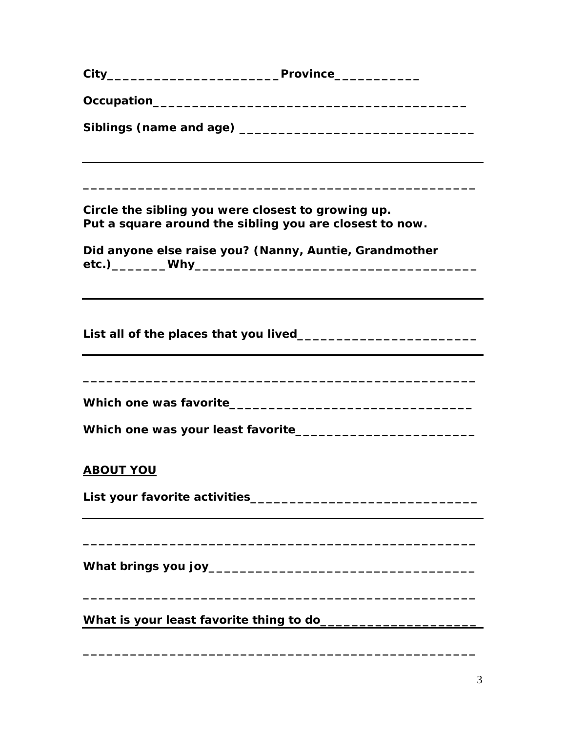**City________________________Province____________**

**Occupation___________________________________________**

**Siblings (name and age) ________________________________**

---

**___________________________________________________**

**Circle the sibling you were closest to growing up.**
**Put a square around the sibling you are closest to now.**

**Did anyone else raise you? (Nanny, Auntie, Grandmother etc.)________Why______________________________________**

---

**List all of the places that you lived_________________________**

---

**___________________________________________________**

**Which one was favorite__________________________________**

**Which one was your least favorite_________________________**

## ABOUT YOU

**List your favorite activities_______________________________**

---

**___________________________________________________**

**What brings you joy_____________________________________**

**___________________________________________________**

**What is your least favorite thing to do_____________________**

**___________________________________________________**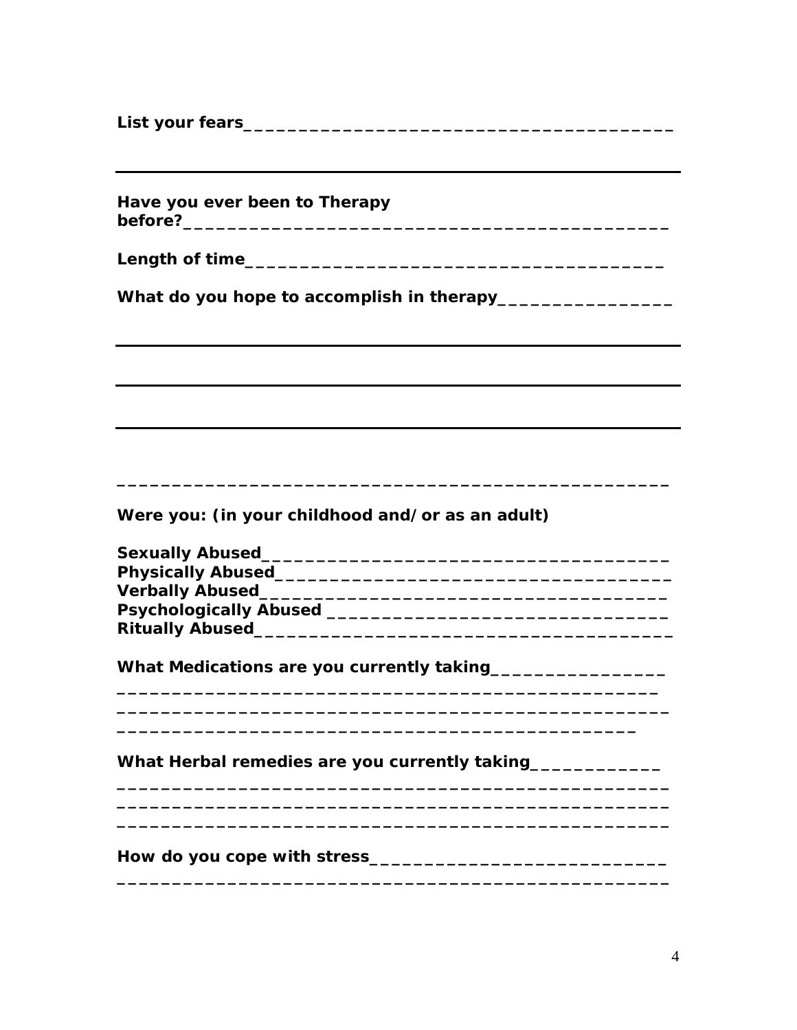**List your fears**\_\_\_\_\_\_\_\_\_\_\_\_\_\_\_\_\_\_\_\_\_\_\_\_\_\_\_\_\_\_\_\_\_\_\_\_\_\_\_\_

---

**Have you ever been to Therapy before?**\_\_\_\_\_\_\_\_\_\_\_\_\_\_\_\_\_\_\_\_\_\_\_\_\_\_\_\_\_\_\_\_\_\_\_\_\_\_\_\_\_\_\_\_\_\_

**Length of time**\_\_\_\_\_\_\_\_\_\_\_\_\_\_\_\_\_\_\_\_\_\_\_\_\_\_\_\_\_\_\_\_\_\_\_\_\_\_\_\_

**What do you hope to accomplish in therapy**\_\_\_\_\_\_\_\_\_\_\_\_\_\_\_\_\_

---

---

---

\_\_\_\_\_\_\_\_\_\_\_\_\_\_\_\_\_\_\_\_\_\_\_\_\_\_\_\_\_\_\_\_\_\_\_\_\_\_\_\_\_\_\_\_\_\_\_\_\_\_\_\_

**Were you: (in your childhood and/or as an adult)**

**Sexually Abused**\_\_\_\_\_\_\_\_\_\_\_\_\_\_\_\_\_\_\_\_\_\_\_\_\_\_\_\_\_\_\_\_\_\_\_\_\_\_\_
**Physically Abused**\_\_\_\_\_\_\_\_\_\_\_\_\_\_\_\_\_\_\_\_\_\_\_\_\_\_\_\_\_\_\_\_\_\_\_\_\_\_
**Verbally Abused**\_\_\_\_\_\_\_\_\_\_\_\_\_\_\_\_\_\_\_\_\_\_\_\_\_\_\_\_\_\_\_\_\_\_\_\_\_\_
**Psychologically Abused** \_\_\_\_\_\_\_\_\_\_\_\_\_\_\_\_\_\_\_\_\_\_\_\_\_\_\_\_\_\_\_\_\_
**Ritually Abused**\_\_\_\_\_\_\_\_\_\_\_\_\_\_\_\_\_\_\_\_\_\_\_\_\_\_\_\_\_\_\_\_\_\_\_\_\_\_\_

**What Medications are you currently taking**\_\_\_\_\_\_\_\_\_\_\_\_\_\_\_\_\_
\_\_\_\_\_\_\_\_\_\_\_\_\_\_\_\_\_\_\_\_\_\_\_\_\_\_\_\_\_\_\_\_\_\_\_\_\_\_\_\_\_\_\_\_\_\_\_\_\_\_\_
\_\_\_\_\_\_\_\_\_\_\_\_\_\_\_\_\_\_\_\_\_\_\_\_\_\_\_\_\_\_\_\_\_\_\_\_\_\_\_\_\_\_\_\_\_\_\_\_\_\_\_\_
\_\_\_\_\_\_\_\_\_\_\_\_\_\_\_\_\_\_\_\_\_\_\_\_\_\_\_\_\_\_\_\_\_\_\_\_\_\_\_\_\_\_\_\_\_\_\_\_

**What Herbal remedies are you currently taking**\_\_\_\_\_\_\_\_\_\_\_\_\_
\_\_\_\_\_\_\_\_\_\_\_\_\_\_\_\_\_\_\_\_\_\_\_\_\_\_\_\_\_\_\_\_\_\_\_\_\_\_\_\_\_\_\_\_\_\_\_\_\_\_\_\_
\_\_\_\_\_\_\_\_\_\_\_\_\_\_\_\_\_\_\_\_\_\_\_\_\_\_\_\_\_\_\_\_\_\_\_\_\_\_\_\_\_\_\_\_\_\_\_\_\_\_\_\_
\_\_\_\_\_\_\_\_\_\_\_\_\_\_\_\_\_\_\_\_\_\_\_\_\_\_\_\_\_\_\_\_\_\_\_\_\_\_\_\_\_\_\_\_\_\_\_\_\_\_\_\_

**How do you cope with stress**\_\_\_\_\_\_\_\_\_\_\_\_\_\_\_\_\_\_\_\_\_\_\_\_\_\_\_\_\_
\_\_\_\_\_\_\_\_\_\_\_\_\_\_\_\_\_\_\_\_\_\_\_\_\_\_\_\_\_\_\_\_\_\_\_\_\_\_\_\_\_\_\_\_\_\_\_\_\_\_\_\_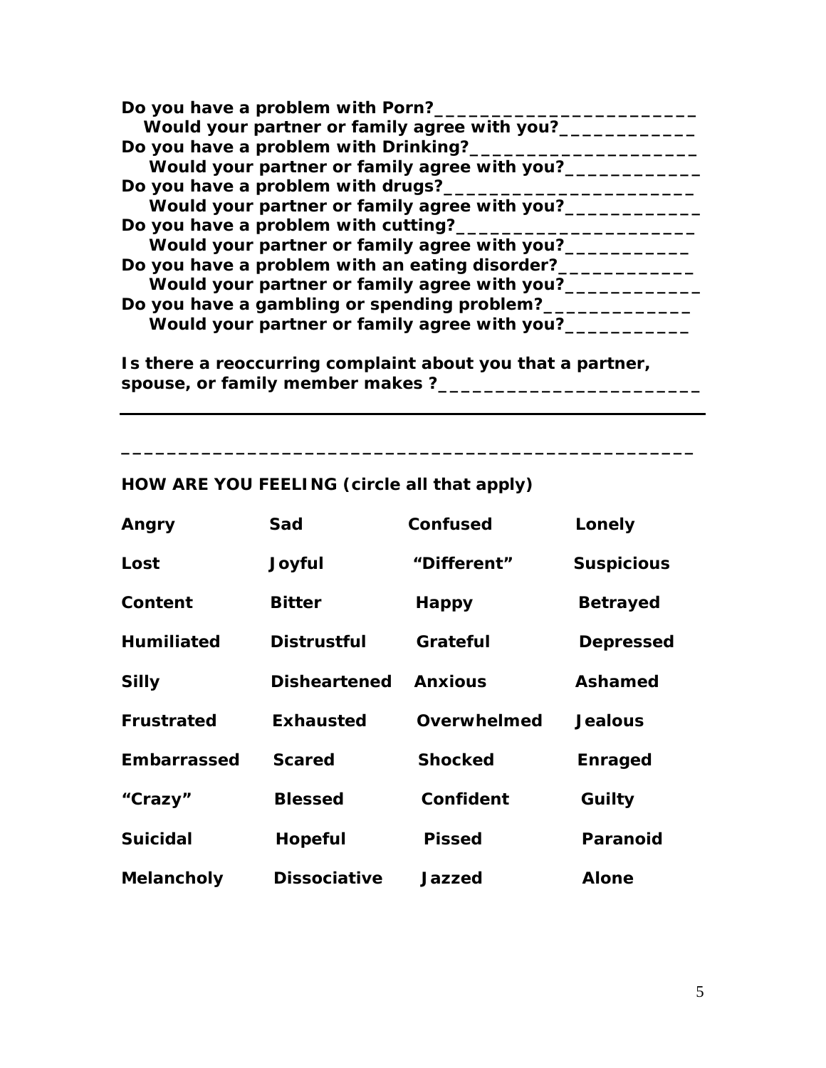**Do you have a problem with Porn?_________________________**
**Would your partner or family agree with you?_____________**
**Do you have a problem with Drinking?______________________**
**Would your partner or family agree with you?_____________**
**Do you have a problem with drugs?________________________**
**Would your partner or family agree with you?_____________**
**Do you have a problem with cutting?______________________**
**Would your partner or family agree with you?____________**
**Do you have a problem with an eating disorder?_____________**
**Would your partner or family agree with you?_____________**
**Do you have a gambling or spending problem?______________**
**Would your partner or family agree with you?____________**

**Is there a reoccurring complaint about you that a partner, spouse, or family member makes ?_________________________**

---

**__________________________________________________**

**HOW ARE YOU FEELING (circle all that apply)**

| | | | |
|---|---|---|---|
| **Angry** | **Sad** | **Confused** | **Lonely** |
| **Lost** | **Joyful** | **"Different"** | **Suspicious** |
| **Content** | **Bitter** | **Happy** | **Betrayed** |
| **Humiliated** | **Distrustful** | **Grateful** | **Depressed** |
| **Silly** | **Disheartened** | **Anxious** | **Ashamed** |
| **Frustrated** | **Exhausted** | **Overwhelmed** | **Jealous** |
| **Embarrassed** | **Scared** | **Shocked** | **Enraged** |
| **"Crazy"** | **Blessed** | **Confident** | **Guilty** |
| **Suicidal** | **Hopeful** | **Pissed** | **Paranoid** |
| **Melancholy** | **Dissociative** | **Jazzed** | **Alone** |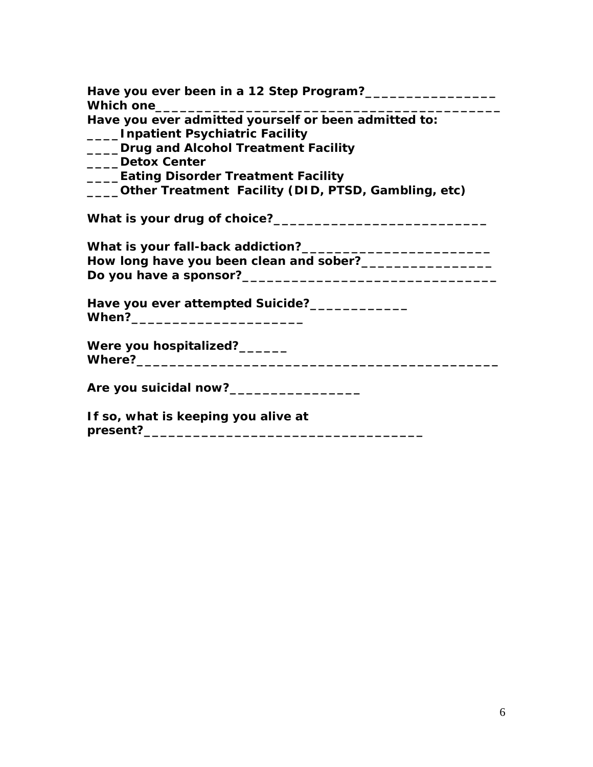**Have you ever been in a 12 Step Program?_________________**
**Which one_____________________________________________**
**Have you ever admitted yourself or been admitted to:**
**____Inpatient Psychiatric Facility**
**____Drug and Alcohol Treatment Facility**
**____Detox Center**
**____Eating Disorder Treatment Facility**
**____Other Treatment Facility (DID, PTSD, Gambling, etc)**

**What is your drug of choice?___________________________**

**What is your fall-back addiction?_________________________**
**How long have you been clean and sober?_________________**
**Do you have a sponsor?________________________________**

**Have you ever attempted Suicide?_____________**
**When?______________________**

**Were you hospitalized?______**
**Where?_______________________________________________**

**Are you suicidal now?_________________**

**If so, what is keeping you alive at present?___________________________________**